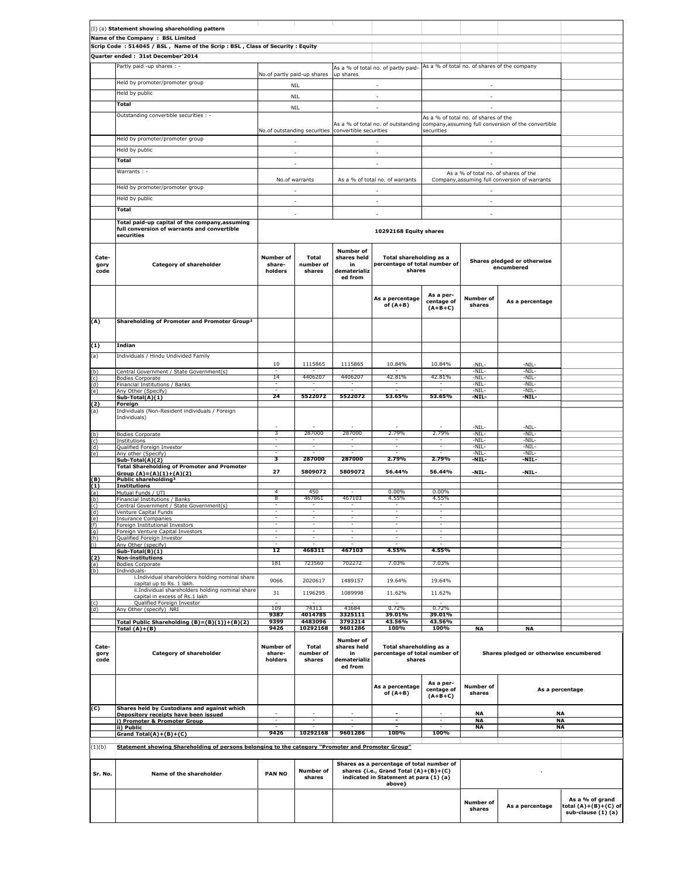(I) (a) **Statement showing shareholding pattern**

**Name of the Company : BSL Limited**

**Scrip Code : 514045 / BSL , Name of the Scrip : BSL , Class of Security : Equity**

**Quarter ended : 31st December'2014**

| | No.of partly paid-up shares | As a % of total no. of partly paid-up shares | As a % of total no. of shares of the company |
|---|---|---|---|
| Partly paid -up shares : - | | | |
| Held by promoter/promoter group | NIL | - | - |
| Held by public | NIL | - | - |
| **Total** | NIL | - | - |

| | No.of outstanding securities | As a % of total no. of outstanding convertible securities | As a % of total no. of shares of the company,assuming full conversion of the convertible securities |
|---|---|---|---|
| Outstanding convertible securities : - | | | |
| Held by promoter/promoter group | - | - | - |
| Held by public | - | - | - |
| **Total** | - | - | - |

| | No.of warrants | As a % of total no. of warrants | As a % of total no. of shares of the Company,assuming full conversion of warrants |
|---|---|---|---|
| Warrants : - | | | |
| Held by promoter/promoter group | - | - | - |
| Held by public | - | - | - |
| **Total** | - | - | - |

| **Total paid-up capital of the company,assuming full conversion of warrants and convertible securities** | **10292168 Equity shares** |
|---|---|

| Cate-gory code | Category of shareholder | Number of share-holders | Total number of shares | Number of shares held in dematerialized from | Total shareholding as a percentage of total number of shares | | Shares pledged or otherwise encumbered | |
|---|---|---|---|---|---|---|---|---|
| | | | | | As a percentage of (A+B) | As a per-centage of (A+B+C) | Number of shares | As a percentage |
| **(A)** | **Shareholding of Promoter and Promoter Group[3]** | | | | | | | |
| **(1)** | **Indian** | | | | | | | |
| (a) | Individuals / Hindu Undivided Family | 10 | 1115865 | 1115865 | 10.84% | 10.84% | -NIL- | -NIL- |
| (b) | Central Government / State Government(s) | - | - | - | - | - | -NIL- | -NIL- |
| (c) | Bodies Corporate | 14 | 4406207 | 4406207 | 42.81% | 42.81% | -NIL- | -NIL- |
| (d) | Financial Institutions / Banks | - | - | - | - | - | -NIL- | -NIL- |
| (e) | Any Other (Specify) | - | - | - | - | - | -NIL- | -NIL- |
| | **Sub-Total(A)(1)** | **24** | **5522072** | **5522072** | **53.65%** | **53.65%** | **-NIL-** | **-NIL-** |
| **(2)** | **Foreign** | | | | | | | |
| (a) | Individuals (Non-Resident individuals / Foreign Individuals) | - | - | - | - | - | -NIL- | -NIL- |
| (b) | Bodies Corporate | 3 | 287000 | 287000 | 2.79% | 2.79% | -NIL- | -NIL- |
| (c) | Institutions | - | - | - | - | - | -NIL- | -NIL- |
| (d) | Qualified Foreign Investor | - | - | - | - | - | -NIL- | -NIL- |
| (e) | Any other (Specify) | - | - | - | - | - | -NIL- | -NIL- |
| | **Sub-Total(A)(2)** | **3** | **287000** | **287000** | **2.79%** | **2.79%** | **-NIL-** | **-NIL-** |
| | **Total Shareholding of Promoter and Promoter Group (A)=(A)(1)+(A)(2)** | **27** | **5809072** | **5809072** | **56.44%** | **56.44%** | **-NIL-** | **-NIL-** |
| **(B)** | **Public shareholding[3]** | | | | | | | |
| **(1)** | **Institutions** | | | | | | | |
| (a) | Mutual Funds / UTI | 4 | 450 | - | 0.00% | 0.00% | | |
| (b) | Financial Institutions / Banks | 8 | 467861 | 467103 | 4.55% | 4.55% | | |
| (c) | Central Government / State Government(s) | - | - | - | - | - | | |
| (d) | Venture Capital Funds | - | - | - | - | - | | |
| (e) | Insurance Companies | - | - | - | - | - | | |
| (f) | Foreign Institutional Investors | - | - | - | - | - | | |
| (g) | Foreign Venture Capital Investors | - | - | - | - | - | | |
| (h) | Qualified Foreign Investor | - | - | - | - | - | | |
| (i) | Any Other (specify) | - | - | - | - | - | | |
| | **Sub-Total(B)(1)** | **12** | **468311** | **467103** | **4.55%** | **4.55%** | | |
| **(2)** | **Non-institutions** | | | | | | | |
| (a) | Bodies Corporate | 181 | 723560 | 702272 | 7.03% | 7.03% | | |
| (b) | Individuals- | | | | | | | |
| | i.Individual shareholders holding nominal share capital up to Rs. 1 lakh. | 9066 | 2020617 | 1489157 | 19.64% | 19.64% | | |
| | ii.Individual shareholders holding nominal share capital in excess of Rs.1 lakh | 31 | 1196295 | 1089998 | 11.62% | 11.62% | | |
| (c) | Qualified Foreign Investor | - | - | - | - | - | | |
| (d) | Any Other (specify) NRI | 109 | 74313 | 43684 | 0.72% | 0.72% | | |
| | | **9387** | **4014785** | **3325111** | **39.01%** | **39.01%** | | |
| | **Total Public Shareholding (B)=(B)(1))+(B)(2)** | **9399** | **4483096** | **3792214** | **43.56%** | **43.56%** | | |
| | **Total (A)+(B)** | **9426** | **10292168** | **9601286** | **100%** | **100%** | **NA** | **NA** |

| Cate-gory code | Category of shareholder | Number of share-holders | Total number of shares | Number of shares held in dematerialized from | Total shareholding as a percentage of total number of shares | | Shares pledged or otherwise encumbered | |
|---|---|---|---|---|---|---|---|---|
| | | | | | As a percentage of (A+B) | As a per-centage of (A+B+C) | Number of shares | As a percentage |
| **(C)** | **Shares held by Custodians and against which Depository receipts have been issued** | - | - | - | - | - | **NA** | **NA** |
| | **i) Promoter & Promoter Group** | - | - | - | - | - | **NA** | **NA** |
| | **ii) Public** | - | - | - | - | - | **NA** | **NA** |
| | **Grand Total(A)+(B)+(C)** | **9426** | **10292168** | **9601286** | **100%** | **100%** | | |

(1)(b) **Statement showing Shareholding of persons belonging to the category "Promoter and Promoter Group"**

| Sr. No. | Name of the shareholder | PAN NO | Number of shares | Shares as a percentage of total number of shares {i.e., Grand Total (A)+(B)+(C) indicated in Statement at para (1) (a) above} | ` | | |
|---|---|---|---|---|---|---|---|
| | | | | | Number of shares | As a percentage | As a % of grand total (A)+(B)+(C) of sub-clause (1) (a) |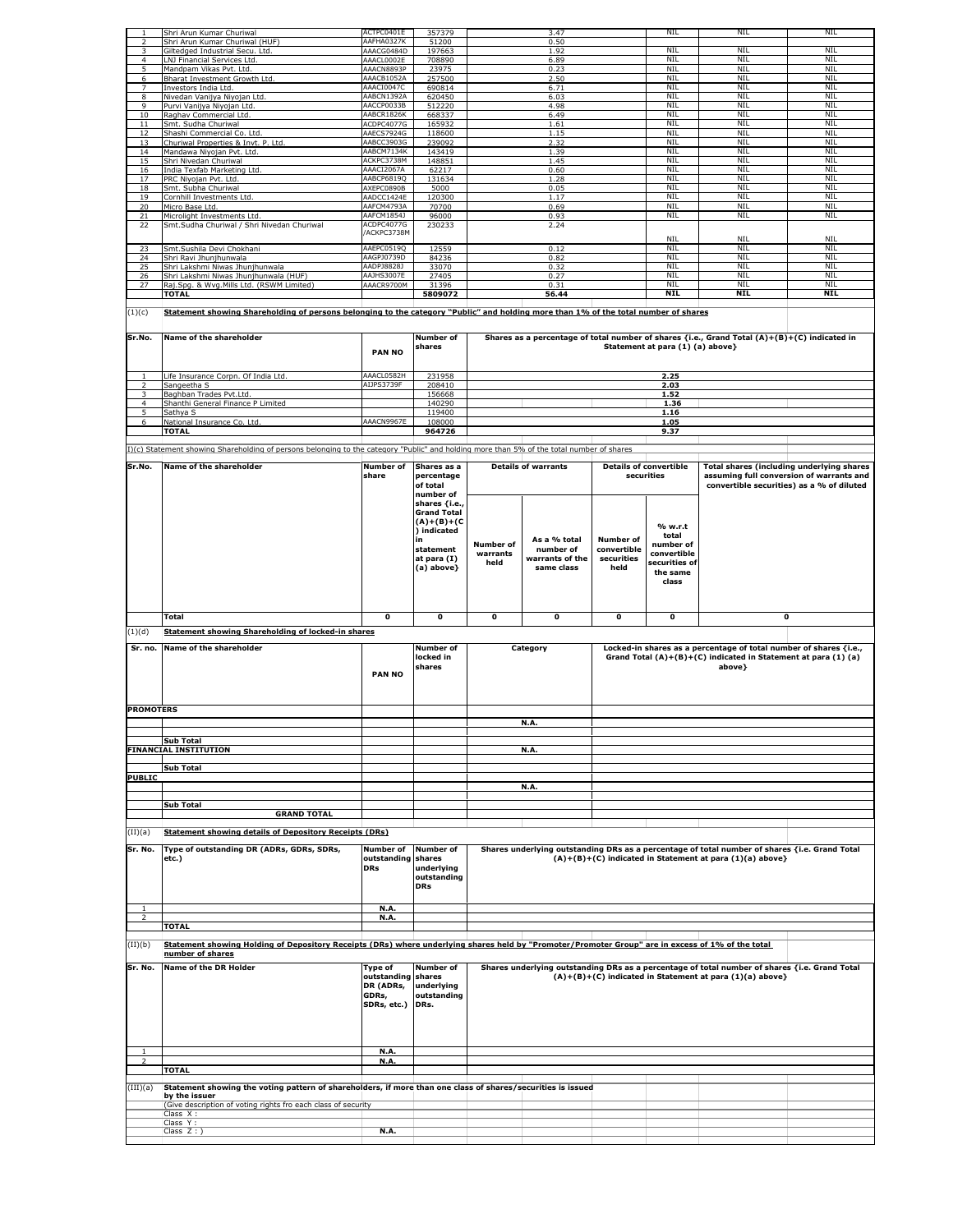| | | | | | | | |
|---|---|---|---|---|---|---|---|
| 1 | Shri Arun Kumar Churiwal | ACTPC0401E | 357379 | 3.47 | NIL | NIL | NIL |
| 2 | Shri Arun Kumar Churiwal (HUF) | AAFHA0327K | 51200 | 0.50 | | | |
| 3 | Giltedged Industrial Secu. Ltd. | AAACG0484D | 197663 | 1.92 | NIL | NIL | NIL |
| 4 | LNJ Financial Services Ltd. | AAACL0002E | 708890 | 6.89 | NIL | NIL | NIL |
| 5 | Mandpam Vikas Pvt. Ltd. | AAACN8893P | 23975 | 0.23 | NIL | NIL | NIL |
| 6 | Bharat Investment Growth Ltd. | AAACB1052A | 257500 | 2.50 | NIL | NIL | NIL |
| 7 | Investors India Ltd. | AAACI0047C | 690814 | 6.71 | NIL | NIL | NIL |
| 8 | Nivedan Vanijya Niyojan Ltd. | AABCN1392A | 620450 | 6.03 | NIL | NIL | NIL |
| 9 | Purvi Vanijya Niyojan Ltd. | AACCP0033B | 512220 | 4.98 | NIL | NIL | NIL |
| 10 | Raghav Commercial Ltd. | AABCR1826K | 668337 | 6.49 | NIL | NIL | NIL |
| 11 | Smt. Sudha Churiwal | ACDPC4077G | 165932 | 1.61 | NIL | NIL | NIL |
| 12 | Shashi Commercial Co. Ltd. | AAECS7924G | 118600 | 1.15 | NIL | NIL | NIL |
| 13 | Churiwal Properties & Invt. P. Ltd. | AABCC3903G | 239092 | 2.32 | NIL | NIL | NIL |
| 14 | Mandawa Niyojan Pvt. Ltd. | AABCM7134K | 143419 | 1.39 | NIL | NIL | NIL |
| 15 | Shri Nivedan Churiwal | ACKPC3738M | 148851 | 1.45 | NIL | NIL | NIL |
| 16 | India Texfab Marketing Ltd. | AAACI2067A | 62217 | 0.60 | NIL | NIL | NIL |
| 17 | PRC Niyojan Pvt. Ltd. | AABCP6819Q | 131634 | 1.28 | NIL | NIL | NIL |
| 18 | Smt. Subha Churiwal | AXEPC0890B | 5000 | 0.05 | NIL | NIL | NIL |
| 19 | Cornhill Investments Ltd. | AADCC1424E | 120300 | 1.17 | NIL | NIL | NIL |
| 20 | Micro Base Ltd. | AAFCM4793A | 70700 | 0.69 | NIL | NIL | NIL |
| 21 | Microlight Investments Ltd. | AAFCM1854J | 96000 | 0.93 | NIL | NIL | NIL |
| 22 | Smt.Sudha Churiwal / Shri Nivedan Churiwal | ACDPC4077G /ACKPC3738M | 230233 | 2.24 | NIL | NIL | NIL |
| 23 | Smt.Sushila Devi Chokhani | AAEPC0519Q | 12559 | 0.12 | NIL | NIL | NIL |
| 24 | Shri Ravi Jhunjhunwala | AAGPJ0739D | 84236 | 0.82 | NIL | NIL | NIL |
| 25 | Shri Lakshmi Niwas Jhunjhunwala | AADPJ8828J | 33070 | 0.32 | NIL | NIL | NIL |
| 26 | Shri Lakshmi Niwas Jhunjhunwala (HUF) | AAJHS3007E | 27405 | 0.27 | NIL | NIL | NIL |
| 27 | Raj.Spg. & Wvg.Mills Ltd. (RSWM Limited) | AAACR9700M | 31396 | 0.31 | NIL | NIL | NIL |
| | **TOTAL** | | **5809072** | **56.44** | **NIL** | **NIL** | **NIL** |

(1)(c) **Statement showing Shareholding of persons belonging to the category "Public" and holding more than 1% of the total number of shares**

| Sr.No. | Name of the shareholder | PAN NO | Number of shares | Shares as a percentage of total number of shares {i.e., Grand Total (A)+(B)+(C) indicated in Statement at para (1) (a) above} |
|---|---|---|---|---|
| 1 | Life Insurance Corpn. Of India Ltd. | AAACL0582H | 231958 | 2.25 |
| 2 | Sangeetha S | AIJPS3739F | 208410 | 2.03 |
| 3 | Baghban Trades Pvt.Ltd. | | 156668 | 1.52 |
| 4 | Shanthi General Finance P Limited | | 140290 | 1.36 |
| 5 | Sathya S | | 119400 | 1.16 |
| 6 | National Insurance Co. Ltd. | AAACN9967E | 108000 | 1.05 |
| | **TOTAL** | | **964726** | **9.37** |

I)(c) Statement showing Shareholding of persons belonging to the category "Public" and holding more than 5% of the total number of shares

| Sr.No. | Name of the shareholder | Number of share | Shares as a percentage of total number of shares {i.e., Grand Total (A)+(B)+(C) ) indicated in statement at para (I) (a) above} | Details of warrants | | Details of convertible securities | | Total shares (including underlying shares assuming full conversion of warrants and convertible securities) as a % of diluted |
|---|---|---|---|---|---|---|---|---|
| | | | | Number of warrants held | As a % total number of warrants of the same class | Number of convertible securities held | % w.r.t total number of convertible securities of the same class | |
| | **Total** | **0** | **0** | **0** | **0** | **0** | **0** | **0** |

(1)(d) **Statement showing Shareholding of locked-in shares**

| Sr. no. | Name of the shareholder | PAN NO | Number of locked in shares | Category | Locked-in shares as a percentage of total number of shares {i.e., Grand Total (A)+(B)+(C) indicated in Statement at para (1) (a) above} |
|---|---|---|---|---|---|
| **PROMOTERS** | | | | | |
| | | | | N.A. | |
| | **Sub Total** | | | | |
| **FINANCIAL INSTITUTION** | | | | N.A. | |
| | **Sub Total** | | | | |
| **PUBLIC** | | | | | |
| | | | | N.A. | |
| | **Sub Total** | | | | |
| | **GRAND TOTAL** | | | | |

(II)(a) **Statement showing details of Depository Receipts (DRs)**

| Sr. No. | Type of outstanding DR (ADRs, GDRs, SDRs, etc.) | Number of outstanding DRs | Number of shares underlying outstanding DRs | Shares underlying outstanding DRs as a percentage of total number of shares {i.e. Grand Total (A)+(B)+(C) indicated in Statement at para (1)(a) above} |
|---|---|---|---|---|
| 1 | | N.A. | | |
| 2 | | N.A. | | |
| | **TOTAL** | | | |

(II)(b) **Statement showing Holding of Depository Receipts (DRs) where underlying shares held by "Promoter/Promoter Group" are in excess of 1% of the total number of shares**

| Sr. No. | Name of the DR Holder | Type of outstanding DR (ADRs, GDRs, SDRs, etc.) | Number of shares underlying outstanding DRs. | Shares underlying outstanding DRs as a percentage of total number of shares {i.e. Grand Total (A)+(B)+(C) indicated in Statement at para (1)(a) above} |
|---|---|---|---|---|
| 1 | | N.A. | | |
| 2 | | N.A. | | |
| | **TOTAL** | | | |

(III)(a) **Statement showing the voting pattern of shareholders, if more than one class of shares/securities is issued by the issuer**

(Give description of voting rights fro each class of security

Class X :

Class Y :

Class Z : ) N.A.